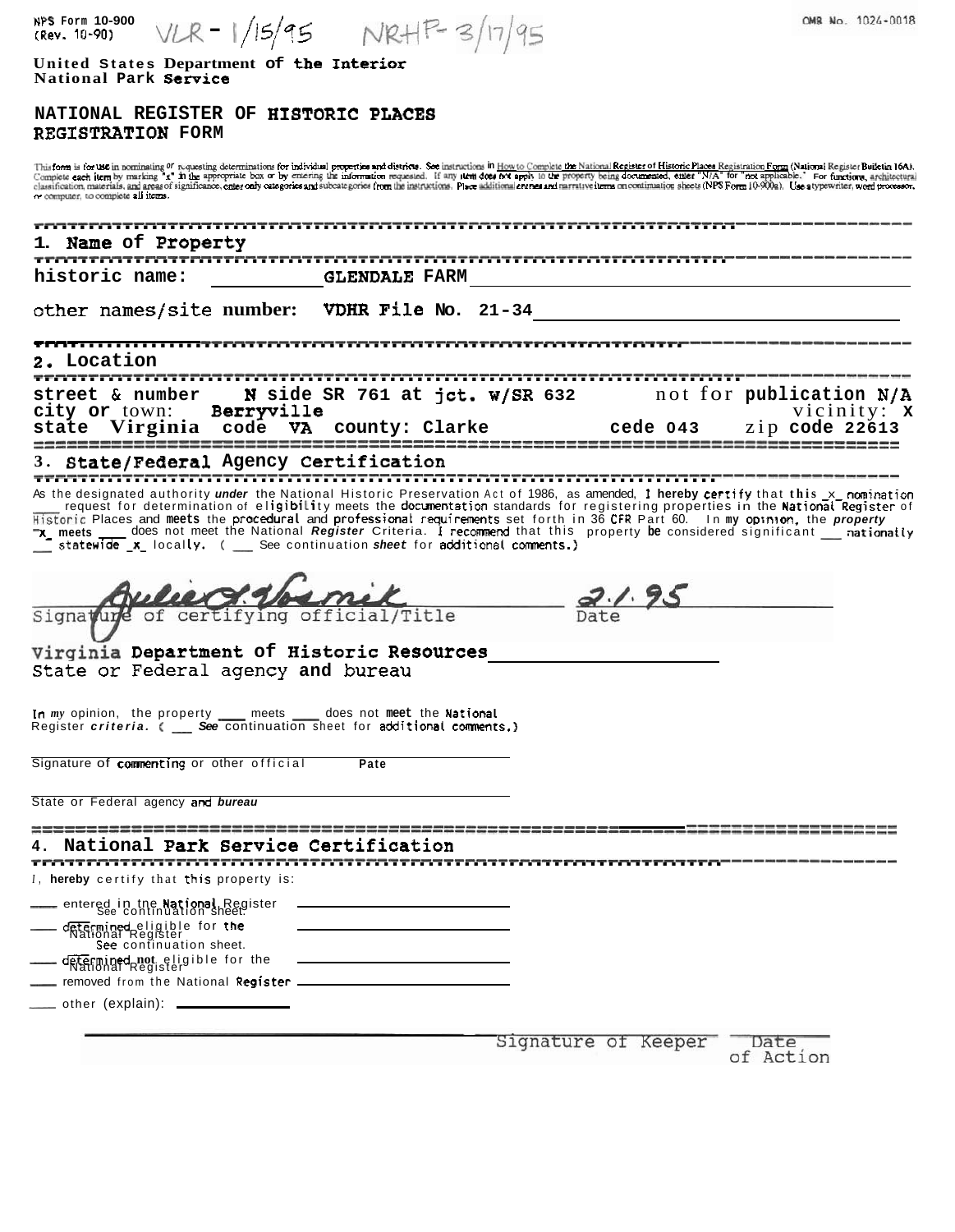NPS Form 10-900
(Rev. 10-90) VLR - 1/15/95 NRHP- 3/17/95

OMB No. 1024-0018

United States Department of the Interior
National Park Service

# NATIONAL REGISTER OF HISTORIC PLACES REGISTRATION FORM

This form is for use in nominating or requesting determinations for individual properties and districts. See instructions in How to Complete the National Register of Historic Places Registration Form (National Register Bulletin 16A). Complete each item by marking "x" in the appropriate box or by entering the information requested. If any item does not apply to the property being documented, enter "N/A" for "not applicable." For functions, architectural classification, materials, and areas of significance, enter only categories and subcategories from the instructions. Place additional entries and narrative items on continuation sheets (NPS Form 10-900a). Use a typewriter, word processor, or computer, to complete all items.

## 1. Name of Property

historic name: **GLENDALE FARM**

other names/site number: **VDHR File No. 21-34**

## 2. Location

street & number **N side SR 761 at jct. w/SR 632** not for publication N/A
city or town: **Berryville** vicinity: X
state **Virginia** code **VA** county: **Clarke** code **043** zip code **22613**

## 3. State/Federal Agency Certification

As the designated authority under the National Historic Preservation Act of 1986, as amended, I hereby certify that this _x_ nomination ___ request for determination of eligibility meets the documentation standards for registering properties in the National Register of Historic Places and meets the procedural and professional requirements set forth in 36 CFR Part 60. In my opinion, the property _x_ meets ___ does not meet the National Register Criteria. I recommend that this property be considered significant ___ nationally ___ statewide _x_ locally. ( ___ See continuation sheet for additional comments.)

Julie L. Vosmik 2.1.95
Signature of certifying official/Title Date

Virginia Department of Historic Resources
State or Federal agency and bureau

In my opinion, the property ___ meets ___ does not meet the National Register criteria. ( ___ See continuation sheet for additional comments.)

Signature of commenting or other official Date

State or Federal agency and bureau

## 4. National Park Service Certification

I, hereby certify that this property is:

___ entered in the National Register
 ___ See continuation sheet.
___ determined eligible for the National Register
 ___ See continuation sheet.
___ determined not eligible for the National Register
___ removed from the National Register
___ other (explain):

Signature of Keeper Date of Action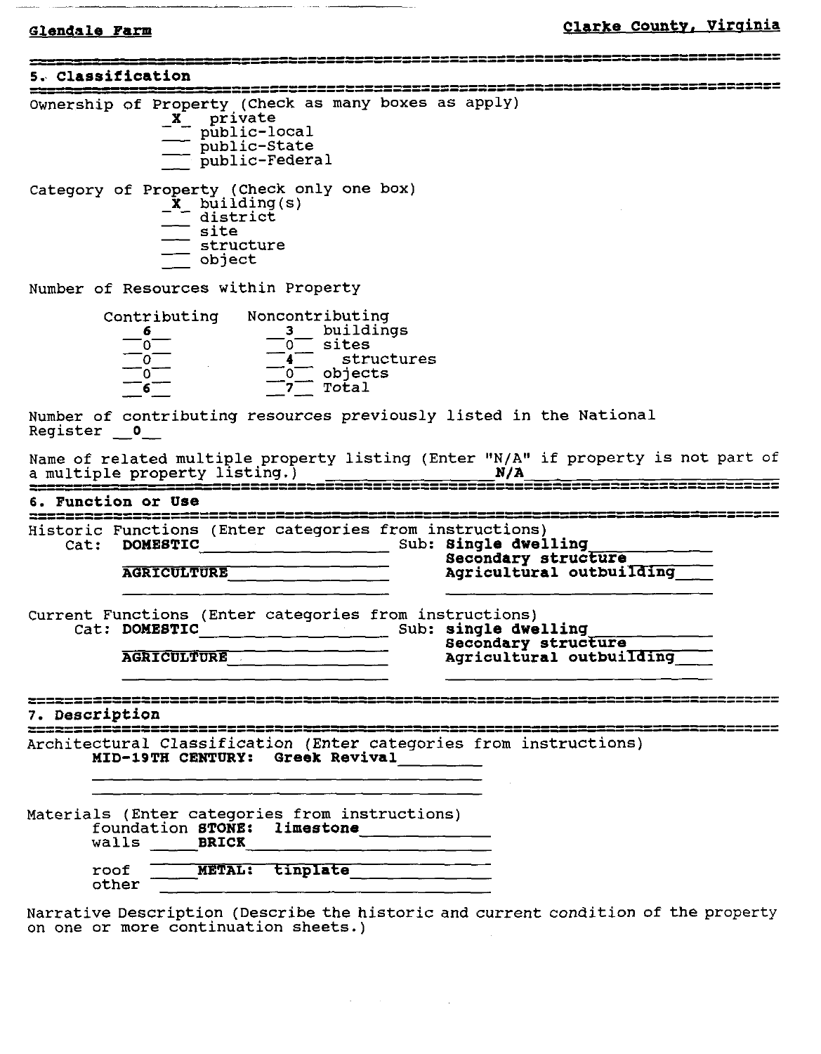## 5. Classification

Ownership of Property (Check as many boxes as apply)

- _X_ private
- ___ public-local
- ___ public-State
- ___ public-Federal

Category of Property (Check only one box)

- _X_ building(s)
- ___ district
- ___ site
- ___ structure
- ___ object

Number of Resources within Property

| Contributing | Noncontributing | |
|---|---|---|
| 6 | 3 | buildings |
| 0 | 0 | sites |
| 0 | 4 | structures |
| 0 | 0 | objects |
| 6 | 7 | Total |

Number of contributing resources previously listed in the National Register __0__

Name of related multiple property listing (Enter "N/A" if property is not part of a multiple property listing.) **N/A**

## 6. Function or Use

Historic Functions (Enter categories from instructions)

| Cat: | Sub: |
|---|---|
| **DOMESTIC** | **Single dwelling** |
| | **Secondary structure** |
| **AGRICULTURE** | **Agricultural outbuilding** |

Current Functions (Enter categories from instructions)

| Cat: | Sub: |
|---|---|
| **DOMESTIC** | **single dwelling** |
| | **Secondary structure** |
| **AGRICULTURE** | **Agricultural outbuilding** |

## 7. Description

Architectural Classification (Enter categories from instructions)

**MID-19TH CENTURY: Greek Revival**

Materials (Enter categories from instructions)

- foundation **STONE: limestone**
- walls **BRICK**
- roof **METAL: tinplate**
- other

Narrative Description (Describe the historic and current condition of the property on one or more continuation sheets.)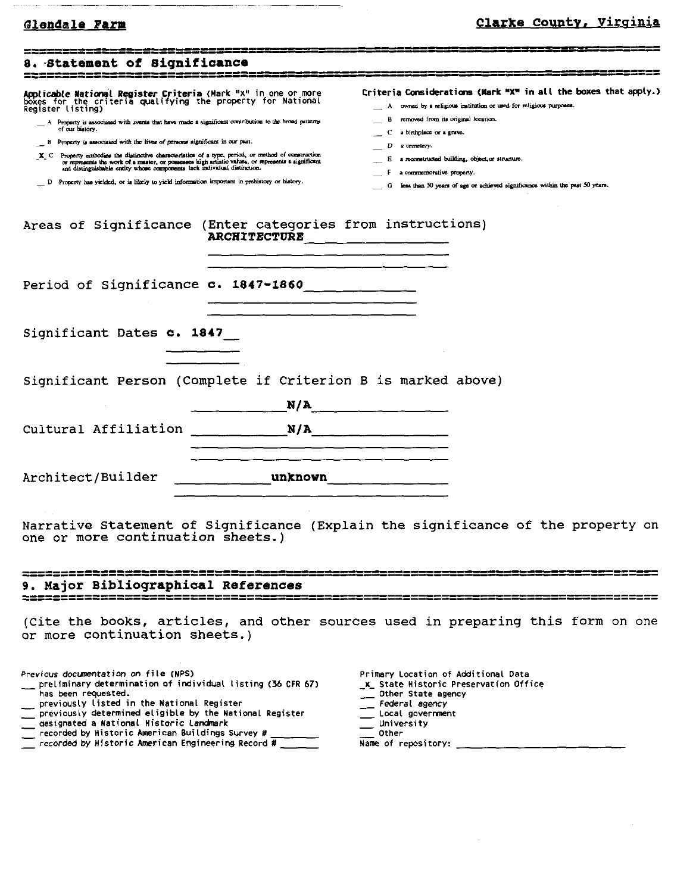## 8. Statement of Significance

**Applicable National Register Criteria** (Mark "x" in one or more boxes for the criteria qualifying the property for National Register listing)

- __ A Property is associated with events that have made a significant contribution to the broad patterns of our history.
- __ B Property is associated with the lives of persons significant in our past.
- _X_ C Property embodies the distinctive characteristics of a type, period, or method of construction or represents the work of a master, or possesses high artistic values, or represents a significant and distinguishable entity whose components lack individual distinction.
- __ D Property has yielded, or is likely to yield information important in prehistory or history.

**Criteria Considerations (Mark "X" in all the boxes that apply.)**

- __ A owned by a religious institution or used for religious purposes.
- __ B removed from its original location.
- __ C a birthplace or a grave.
- __ D a cemetery.
- __ E a reconstructed building, object, or structure.
- __ F a commemorative property.
- __ G less than 50 years of age or achieved significance within the past 50 years.

Areas of Significance (Enter categories from instructions) **ARCHITECTURE**

Period of Significance **c. 1847-1860**

Significant Dates **c. 1847**

Significant Person (Complete if Criterion B is marked above) **N/A**

Cultural Affiliation **N/A**

Architect/Builder **unknown**

Narrative Statement of Significance (Explain the significance of the property on one or more continuation sheets.)

## 9. Major Bibliographical References

(Cite the books, articles, and other sources used in preparing this form on one or more continuation sheets.)

Previous documentation on file (NPS)

- __ preliminary determination of individual listing (36 CFR 67) has been requested.
- __ previously listed in the National Register
- __ previously determined eligible by the National Register
- __ designated a National Historic Landmark
- __ recorded by Historic American Buildings Survey # ______
- __ recorded by Historic American Engineering Record # ______

Primary Location of Additional Data

- _x_ State Historic Preservation Office
- __ Other State agency
- __ Federal agency
- __ Local government
- __ University
- __ Other

Name of repository: ______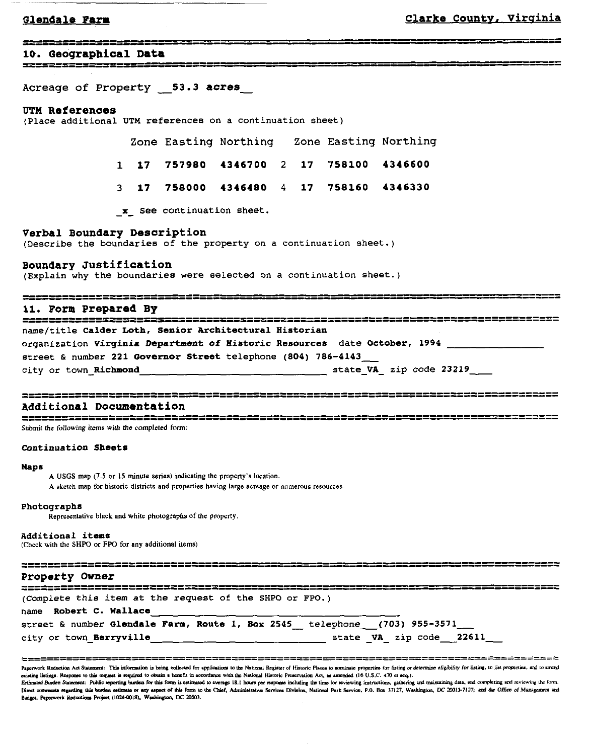Glendale Farm — Clarke County, Virginia

## 10. Geographical Data

Acreage of Property **53.3 acres**

### UTM References
(Place additional UTM references on a continuation sheet)

| | Zone | Easting | Northing | | Zone | Easting | Northing |
|---|---|---|---|---|---|---|---|
| 1 | **17** | **757980** | **4346700** | 2 | **17** | **758100** | **4346600** |
| 3 | **17** | **758000** | **4346480** | 4 | **17** | **758160** | **4346330** |

_x_ See continuation sheet.

### Verbal Boundary Description
(Describe the boundaries of the property on a continuation sheet.)

### Boundary Justification
(Explain why the boundaries were selected on a continuation sheet.)

## 11. Form Prepared By

name/title **Calder Loth, Senior Architectural Historian**
organization **Virginia Department of Historic Resources** date **October, 1994**
street & number **221 Governor Street** telephone **(804) 786-4143**
city or town **Richmond** state **VA** zip code **23219**

## Additional Documentation

*Submit the following items with the completed form:*

### Continuation Sheets

### Maps
A USGS map (7.5 or 15 minute series) indicating the property's location.
A sketch map for historic districts and properties having large acreage or numerous resources.

### Photographs
Representative black and white photographs of the property.

### Additional items
(Check with the SHPO or FPO for any additional items)

## Property Owner

(Complete this item at the request of the SHPO or FPO.)
name **Robert C. Wallace**
street & number **Glendale Farm, Route 1, Box 2545** telephone **(703) 955-3571**
city or town **Berryville** state **VA** zip code **22611**

Paperwork Reduction Act Statement: This information is being collected for applications to the National Register of Historic Places to nominate properties for listing or determine eligibility for listing, to list properties, and to amend existing listings. Response to this request is required to obtain a benefit in accordance with the National Historic Preservation Act, as amended (16 U.S.C. 470 et seq.).
Estimated Burden Statement: Public reporting burden for this form is estimated to average 18.1 hours per response including the time for reviewing instructions, gathering and maintaining data, and completing and reviewing the form. Direct comments regarding this burden estimate or any aspect of this form to the Chief, Administrative Services Division, National Park Service, P.O. Box 37127, Washington, DC 20013-7127; and the Office of Management and Budget, Paperwork Reductions Project (1024-0018), Washington, DC 20503.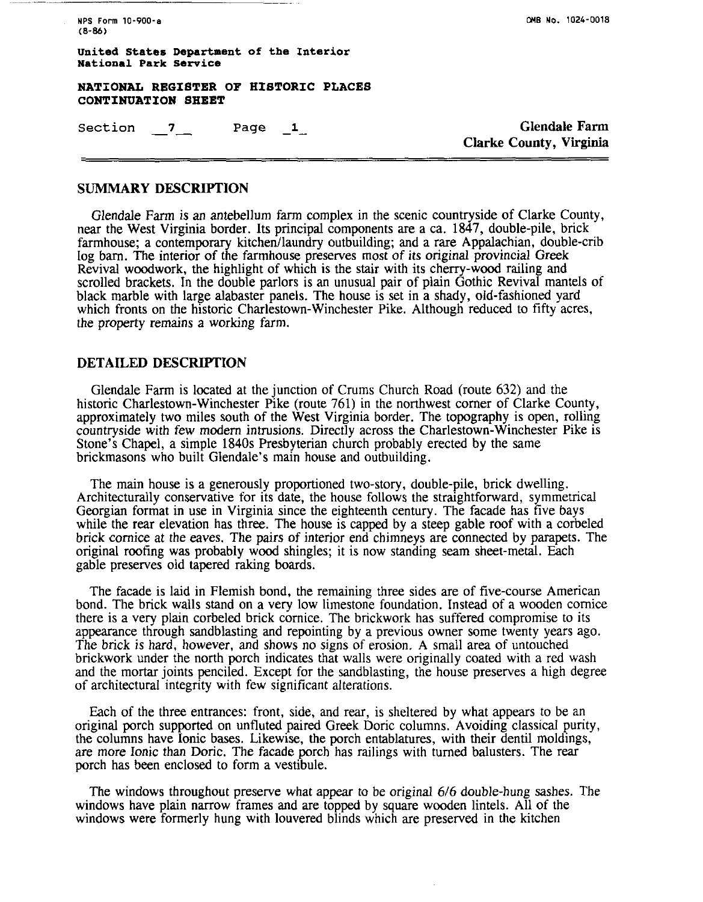## SUMMARY DESCRIPTION

Glendale Farm is an antebellum farm complex in the scenic countryside of Clarke County, near the West Virginia border. Its principal components are a ca. 1847, double-pile, brick farmhouse; a contemporary kitchen/laundry outbuilding; and a rare Appalachian, double-crib log barn. The interior of the farmhouse preserves most of its original provincial Greek Revival woodwork, the highlight of which is the stair with its cherry-wood railing and scrolled brackets. In the double parlors is an unusual pair of plain Gothic Revival mantels of black marble with large alabaster panels. The house is set in a shady, old-fashioned yard which fronts on the historic Charlestown-Winchester Pike. Although reduced to fifty acres, the property remains a working farm.

## DETAILED DESCRIPTION

Glendale Farm is located at the junction of Crums Church Road (route 632) and the historic Charlestown-Winchester Pike (route 761) in the northwest corner of Clarke County, approximately two miles south of the West Virginia border. The topography is open, rolling countryside with few modern intrusions. Directly across the Charlestown-Winchester Pike is Stone's Chapel, a simple 1840s Presbyterian church probably erected by the same brickmasons who built Glendale's main house and outbuilding.

The main house is a generously proportioned two-story, double-pile, brick dwelling. Architecturally conservative for its date, the house follows the straightforward, symmetrical Georgian format in use in Virginia since the eighteenth century. The facade has five bays while the rear elevation has three. The house is capped by a steep gable roof with a corbeled brick cornice at the eaves. The pairs of interior end chimneys are connected by parapets. The original roofing was probably wood shingles; it is now standing seam sheet-metal. Each gable preserves old tapered raking boards.

The facade is laid in Flemish bond, the remaining three sides are of five-course American bond. The brick walls stand on a very low limestone foundation. Instead of a wooden cornice there is a very plain corbeled brick cornice. The brickwork has suffered compromise to its appearance through sandblasting and repointing by a previous owner some twenty years ago. The brick is hard, however, and shows no signs of erosion. A small area of untouched brickwork under the north porch indicates that walls were originally coated with a red wash and the mortar joints penciled. Except for the sandblasting, the house preserves a high degree of architectural integrity with few significant alterations.

Each of the three entrances: front, side, and rear, is sheltered by what appears to be an original porch supported on unfluted paired Greek Doric columns. Avoiding classical purity, the columns have Ionic bases. Likewise, the porch entablatures, with their dentil moldings, are more Ionic than Doric. The facade porch has railings with turned balusters. The rear porch has been enclosed to form a vestibule.

The windows throughout preserve what appear to be original 6/6 double-hung sashes. The windows have plain narrow frames and are topped by square wooden lintels. All of the windows were formerly hung with louvered blinds which are preserved in the kitchen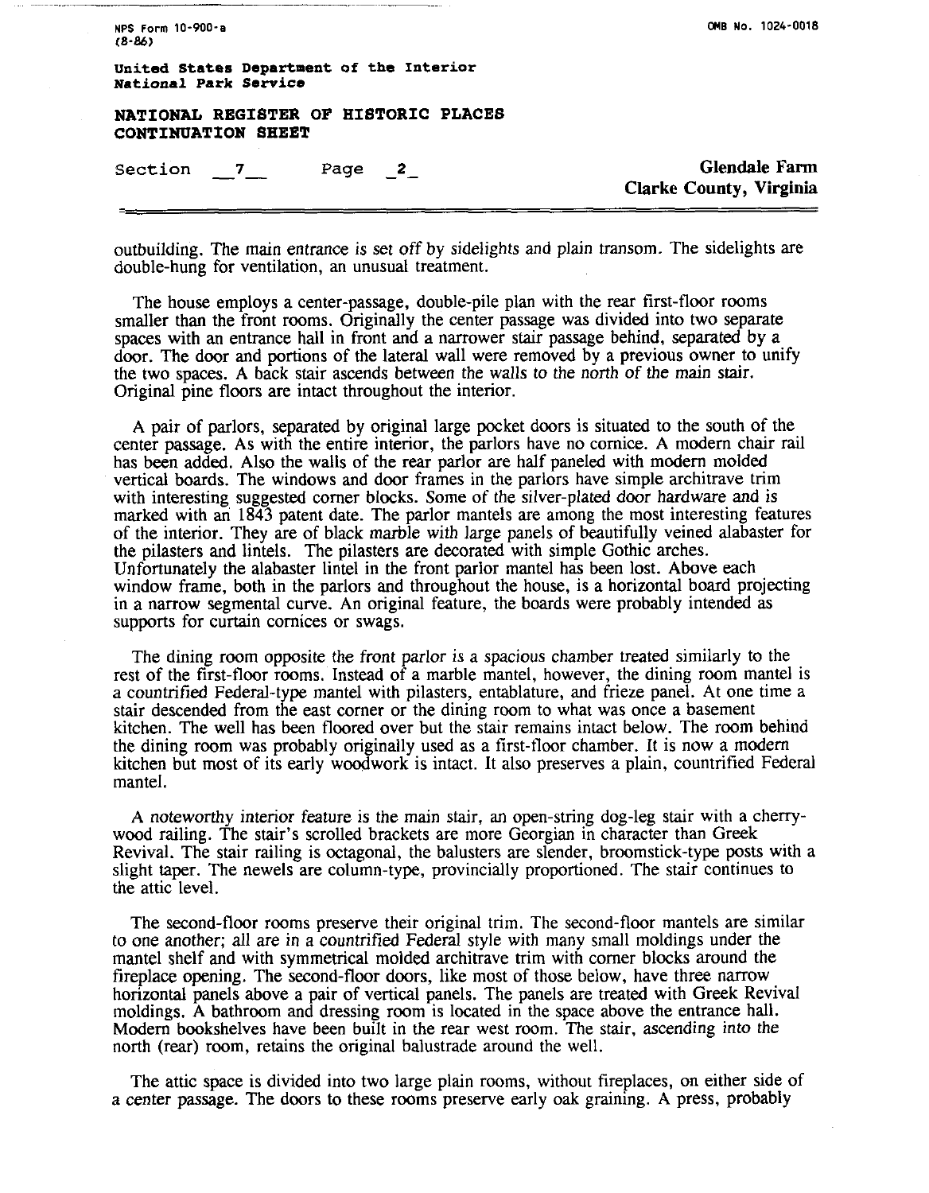outbuilding. The main entrance is set off by sidelights and plain transom. The sidelights are double-hung for ventilation, an unusual treatment.

The house employs a center-passage, double-pile plan with the rear first-floor rooms smaller than the front rooms. Originally the center passage was divided into two separate spaces with an entrance hall in front and a narrower stair passage behind, separated by a door. The door and portions of the lateral wall were removed by a previous owner to unify the two spaces. A back stair ascends between the walls to the north of the main stair. Original pine floors are intact throughout the interior.

A pair of parlors, separated by original large pocket doors is situated to the south of the center passage. As with the entire interior, the parlors have no cornice. A modern chair rail has been added. Also the walls of the rear parlor are half paneled with modern molded vertical boards. The windows and door frames in the parlors have simple architrave trim with interesting suggested corner blocks. Some of the silver-plated door hardware and is marked with an 1843 patent date. The parlor mantels are among the most interesting features of the interior. They are of black marble with large panels of beautifully veined alabaster for the pilasters and lintels. The pilasters are decorated with simple Gothic arches. Unfortunately the alabaster lintel in the front parlor mantel has been lost. Above each window frame, both in the parlors and throughout the house, is a horizontal board projecting in a narrow segmental curve. An original feature, the boards were probably intended as supports for curtain cornices or swags.

The dining room opposite the front parlor is a spacious chamber treated similarly to the rest of the first-floor rooms. Instead of a marble mantel, however, the dining room mantel is a countrified Federal-type mantel with pilasters, entablature, and frieze panel. At one time a stair descended from the east corner or the dining room to what was once a basement kitchen. The well has been floored over but the stair remains intact below. The room behind the dining room was probably originally used as a first-floor chamber. It is now a modern kitchen but most of its early woodwork is intact. It also preserves a plain, countrified Federal mantel.

A noteworthy interior feature is the main stair, an open-string dog-leg stair with a cherry-wood railing. The stair's scrolled brackets are more Georgian in character than Greek Revival. The stair railing is octagonal, the balusters are slender, broomstick-type posts with a slight taper. The newels are column-type, provincially proportioned. The stair continues to the attic level.

The second-floor rooms preserve their original trim. The second-floor mantels are similar to one another; all are in a countrified Federal style with many small moldings under the mantel shelf and with symmetrical molded architrave trim with corner blocks around the fireplace opening. The second-floor doors, like most of those below, have three narrow horizontal panels above a pair of vertical panels. The panels are treated with Greek Revival moldings. A bathroom and dressing room is located in the space above the entrance hall. Modern bookshelves have been built in the rear west room. The stair, ascending into the north (rear) room, retains the original balustrade around the well.

The attic space is divided into two large plain rooms, without fireplaces, on either side of a center passage. The doors to these rooms preserve early oak graining. A press, probably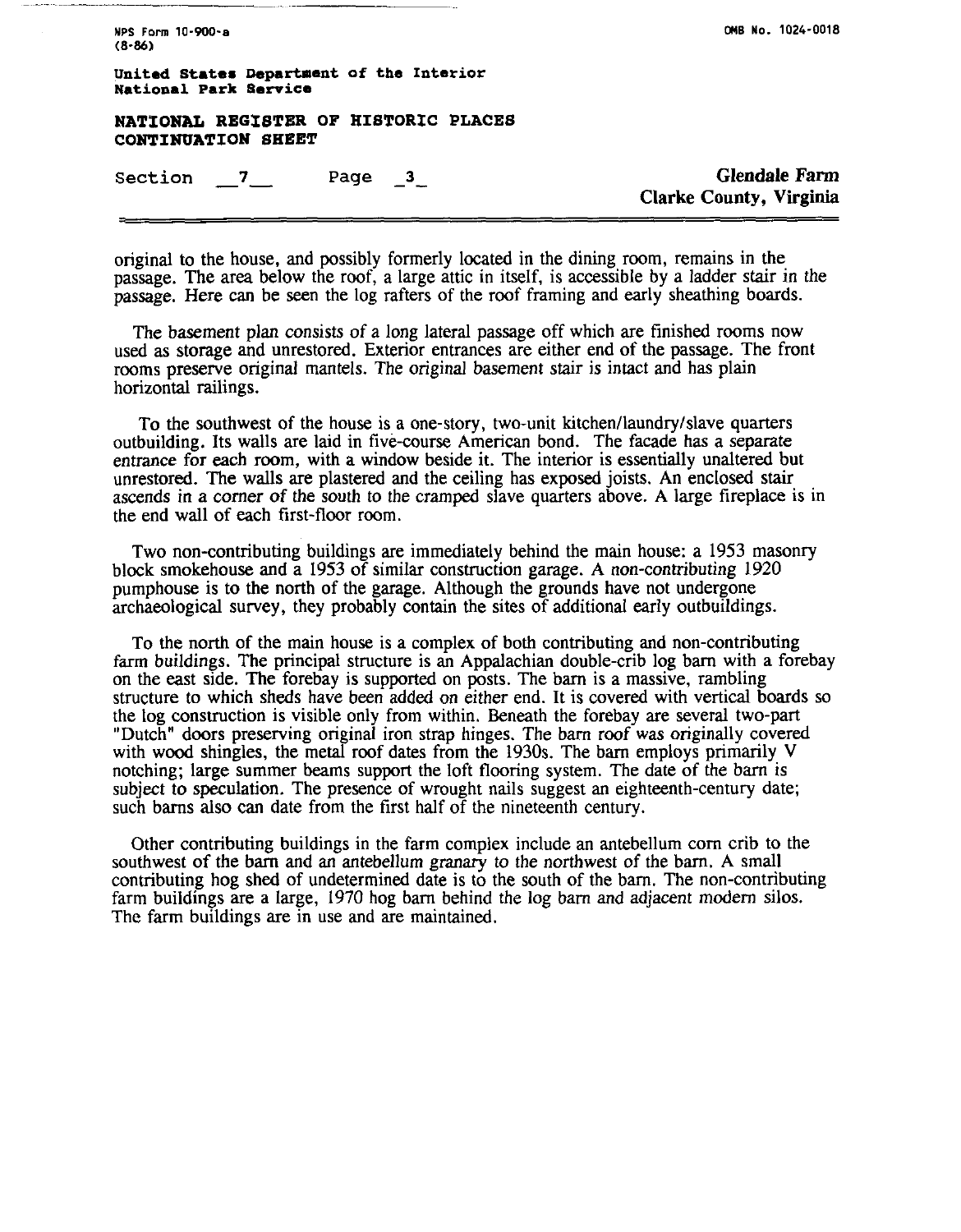original to the house, and possibly formerly located in the dining room, remains in the passage. The area below the roof, a large attic in itself, is accessible by a ladder stair in the passage. Here can be seen the log rafters of the roof framing and early sheathing boards.

The basement plan consists of a long lateral passage off which are finished rooms now used as storage and unrestored. Exterior entrances are either end of the passage. The front rooms preserve original mantels. The original basement stair is intact and has plain horizontal railings.

To the southwest of the house is a one-story, two-unit kitchen/laundry/slave quarters outbuilding. Its walls are laid in five-course American bond. The facade has a separate entrance for each room, with a window beside it. The interior is essentially unaltered but unrestored. The walls are plastered and the ceiling has exposed joists. An enclosed stair ascends in a corner of the south to the cramped slave quarters above. A large fireplace is in the end wall of each first-floor room.

Two non-contributing buildings are immediately behind the main house: a 1953 masonry block smokehouse and a 1953 of similar construction garage. A non-contributing 1920 pumphouse is to the north of the garage. Although the grounds have not undergone archaeological survey, they probably contain the sites of additional early outbuildings.

To the north of the main house is a complex of both contributing and non-contributing farm buildings. The principal structure is an Appalachian double-crib log barn with a forebay on the east side. The forebay is supported on posts. The barn is a massive, rambling structure to which sheds have been added on either end. It is covered with vertical boards so the log construction is visible only from within. Beneath the forebay are several two-part "Dutch" doors preserving original iron strap hinges. The barn roof was originally covered with wood shingles, the metal roof dates from the 1930s. The barn employs primarily V notching; large summer beams support the loft flooring system. The date of the barn is subject to speculation. The presence of wrought nails suggest an eighteenth-century date; such barns also can date from the first half of the nineteenth century.

Other contributing buildings in the farm complex include an antebellum corn crib to the southwest of the barn and an antebellum granary to the northwest of the barn. A small contributing hog shed of undetermined date is to the south of the barn. The non-contributing farm buildings are a large, 1970 hog barn behind the log barn and adjacent modern silos. The farm buildings are in use and are maintained.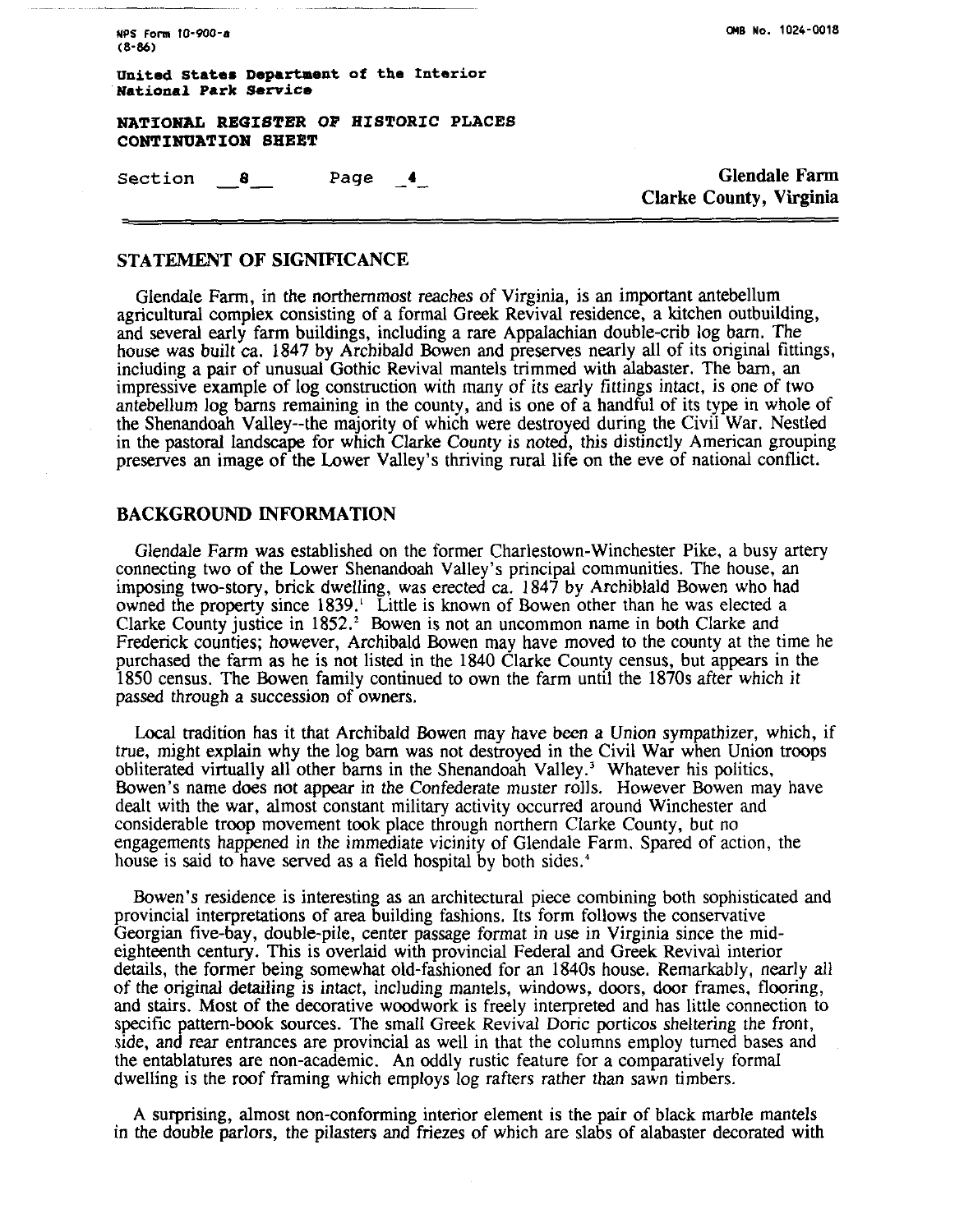## STATEMENT OF SIGNIFICANCE

Glendale Farm, in the northernmost reaches of Virginia, is an important antebellum agricultural complex consisting of a formal Greek Revival residence, a kitchen outbuilding, and several early farm buildings, including a rare Appalachian double-crib log barn. The house was built ca. 1847 by Archibald Bowen and preserves nearly all of its original fittings, including a pair of unusual Gothic Revival mantels trimmed with alabaster. The barn, an impressive example of log construction with many of its early fittings intact, is one of two antebellum log barns remaining in the county, and is one of a handful of its type in whole of the Shenandoah Valley--the majority of which were destroyed during the Civil War. Nestled in the pastoral landscape for which Clarke County is noted, this distinctly American grouping preserves an image of the Lower Valley's thriving rural life on the eve of national conflict.

## BACKGROUND INFORMATION

Glendale Farm was established on the former Charlestown-Winchester Pike, a busy artery connecting two of the Lower Shenandoah Valley's principal communities. The house, an imposing two-story, brick dwelling, was erected ca. 1847 by Archiblald Bowen who had owned the property since 1839.[1] Little is known of Bowen other than he was elected a Clarke County justice in 1852.[2] Bowen is not an uncommon name in both Clarke and Frederick counties; however, Archibald Bowen may have moved to the county at the time he purchased the farm as he is not listed in the 1840 Clarke County census, but appears in the 1850 census. The Bowen family continued to own the farm until the 1870s after which it passed through a succession of owners.

Local tradition has it that Archibald Bowen may have been a Union sympathizer, which, if true, might explain why the log barn was not destroyed in the Civil War when Union troops obliterated virtually all other barns in the Shenandoah Valley.[3] Whatever his politics, Bowen's name does not appear in the Confederate muster rolls. However Bowen may have dealt with the war, almost constant military activity occurred around Winchester and considerable troop movement took place through northern Clarke County, but no engagements happened in the immediate vicinity of Glendale Farm. Spared of action, the house is said to have served as a field hospital by both sides.[4]

Bowen's residence is interesting as an architectural piece combining both sophisticated and provincial interpretations of area building fashions. Its form follows the conservative Georgian five-bay, double-pile, center passage format in use in Virginia since the mid-eighteenth century. This is overlaid with provincial Federal and Greek Revival interior details, the former being somewhat old-fashioned for an 1840s house. Remarkably, nearly all of the original detailing is intact, including mantels, windows, doors, door frames, flooring, and stairs. Most of the decorative woodwork is freely interpreted and has little connection to specific pattern-book sources. The small Greek Revival Doric porticos sheltering the front, side, and rear entrances are provincial as well in that the columns employ turned bases and the entablatures are non-academic. An oddly rustic feature for a comparatively formal dwelling is the roof framing which employs log rafters rather than sawn timbers.

A surprising, almost non-conforming interior element is the pair of black marble mantels in the double parlors, the pilasters and friezes of which are slabs of alabaster decorated with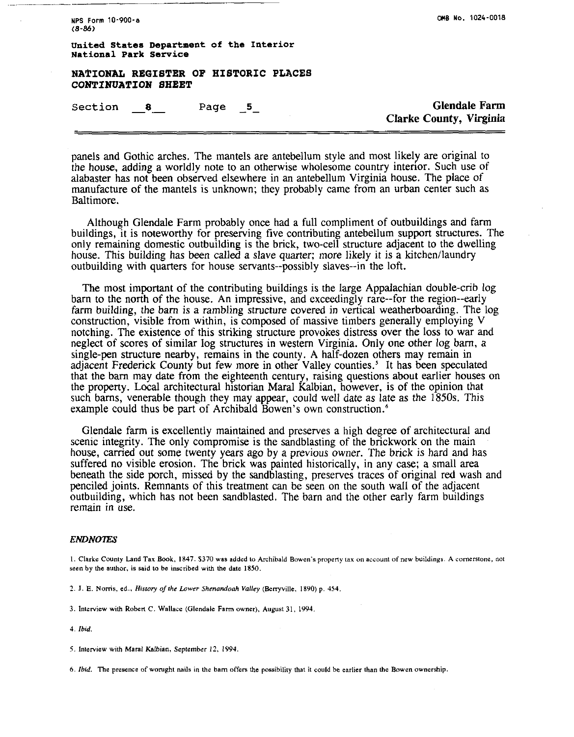panels and Gothic arches. The mantels are antebellum style and most likely are original to the house, adding a worldly note to an otherwise wholesome country interior. Such use of alabaster has not been observed elsewhere in an antebellum Virginia house. The place of manufacture of the mantels is unknown; they probably came from an urban center such as Baltimore.

Although Glendale Farm probably once had a full compliment of outbuildings and farm buildings, it is noteworthy for preserving five contributing antebellum support structures. The only remaining domestic outbuilding is the brick, two-cell structure adjacent to the dwelling house. This building has been called a slave quarter; more likely it is a kitchen/laundry outbuilding with quarters for house servants--possibly slaves--in the loft.

The most important of the contributing buildings is the large Appalachian double-crib log barn to the north of the house. An impressive, and exceedingly rare--for the region--early farm building, the barn is a rambling structure covered in vertical weatherboarding. The log construction, visible from within, is composed of massive timbers generally employing V notching. The existence of this striking structure provokes distress over the loss to war and neglect of scores of similar log structures in western Virginia. Only one other log barn, a single-pen structure nearby, remains in the county. A half-dozen others may remain in adjacent Frederick County but few more in other Valley counties.[5] It has been speculated that the barn may date from the eighteenth century, raising questions about earlier houses on the property. Local architectural historian Maral Kalbian, however, is of the opinion that such barns, venerable though they may appear, could well date as late as the 1850s. This example could thus be part of Archibald Bowen's own construction.[6]

Glendale farm is excellently maintained and preserves a high degree of architectural and scenic integrity. The only compromise is the sandblasting of the brickwork on the main house, carried out some twenty years ago by a previous owner. The brick is hard and has suffered no visible erosion. The brick was painted historically, in any case; a small area beneath the side porch, missed by the sandblasting, preserves traces of original red wash and penciled joints. Remnants of this treatment can be seen on the south wall of the adjacent outbuilding, which has not been sandblasted. The barn and the other early farm buildings remain in use.

***ENDNOTES***

1. Clarke County Land Tax Book, 1847. $370 was added to Archibald Bowen's property tax on account of new buildings. A cornerstone, not seen by the author, is said to be inscribed with the date 1850.

2. J. E. Norris, ed., *History of the Lower Shenandoah Valley* (Berryville, 1890) p. 454.

3. Interview with Robert C. Wallace (Glendale Farm owner), August 31, 1994.

4. *Ibid.*

5. Interview with Maral Kalbian, September 12, 1994.

6. *Ibid.* The presence of worught nails in the barn offers the possibility that it could be earlier than the Bowen ownership.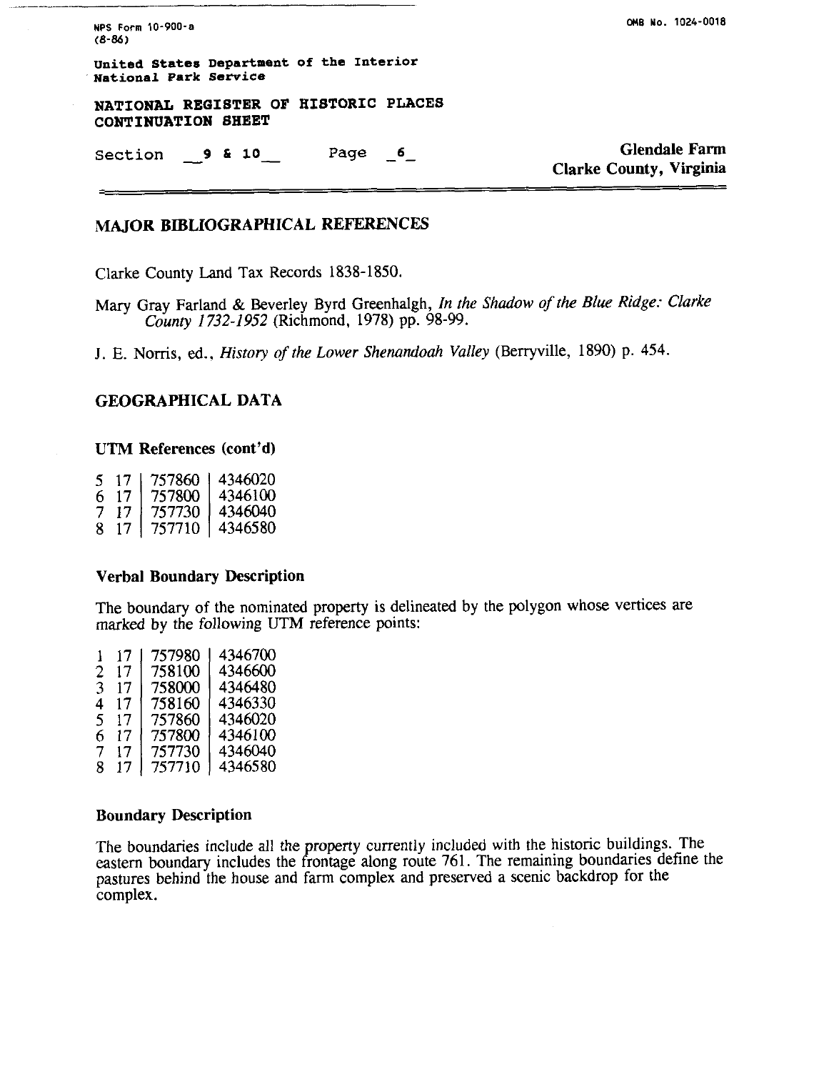NPS Form 10-900-a
(8-86)

OMB No. 1024-0018

United States Department of the Interior
National Park Service

**NATIONAL REGISTER OF HISTORIC PLACES**
**CONTINUATION SHEET**

Section 9 & 10 Page 6

**Glendale Farm**
**Clarke County, Virginia**

## MAJOR BIBLIOGRAPHICAL REFERENCES

Clarke County Land Tax Records 1838-1850.

Mary Gray Farland & Beverley Byrd Greenhalgh, *In the Shadow of the Blue Ridge: Clarke County 1732-1952* (Richmond, 1978) pp. 98-99.

J. E. Norris, ed., *History of the Lower Shenandoah Valley* (Berryville, 1890) p. 454.

## GEOGRAPHICAL DATA

### UTM References (cont'd)

| | Zone | Easting | Northing |
|---|---|---|---|
| 5 | 17 | 757860 | 4346020 |
| 6 | 17 | 757800 | 4346100 |
| 7 | 17 | 757730 | 4346040 |
| 8 | 17 | 757710 | 4346580 |

### Verbal Boundary Description

The boundary of the nominated property is delineated by the polygon whose vertices are marked by the following UTM reference points:

| | Zone | Easting | Northing |
|---|---|---|---|
| 1 | 17 | 757980 | 4346700 |
| 2 | 17 | 758100 | 4346600 |
| 3 | 17 | 758000 | 4346480 |
| 4 | 17 | 758160 | 4346330 |
| 5 | 17 | 757860 | 4346020 |
| 6 | 17 | 757800 | 4346100 |
| 7 | 17 | 757730 | 4346040 |
| 8 | 17 | 757710 | 4346580 |

### Boundary Description

The boundaries include all the property currently included with the historic buildings. The eastern boundary includes the frontage along route 761. The remaining boundaries define the pastures behind the house and farm complex and preserved a scenic backdrop for the complex.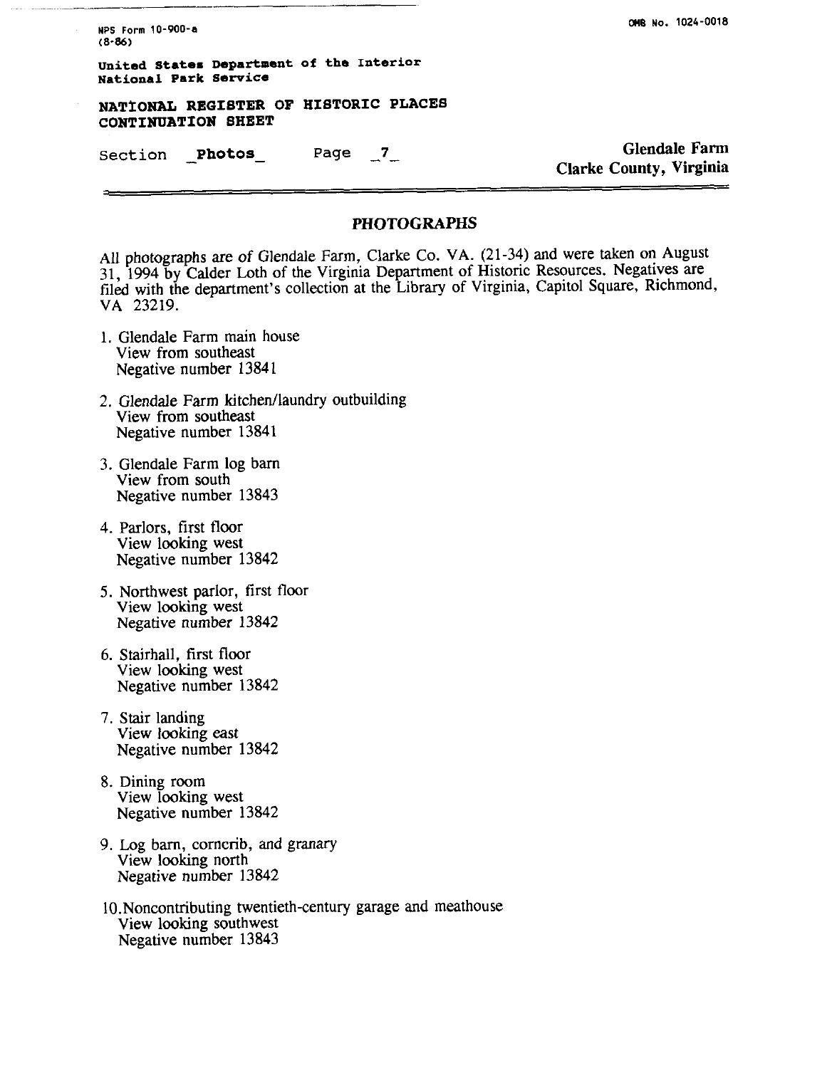NPS Form 10-900-a
(8-86)

OMB No. 1024-0018

United States Department of the Interior
National Park Service

**NATIONAL REGISTER OF HISTORIC PLACES CONTINUATION SHEET**

Section **Photos** Page **7**

**Glendale Farm**
**Clarke County, Virginia**

## PHOTOGRAPHS

All photographs are of Glendale Farm, Clarke Co. VA. (21-34) and were taken on August 31, 1994 by Calder Loth of the Virginia Department of Historic Resources. Negatives are filed with the department's collection at the Library of Virginia, Capitol Square, Richmond, VA 23219.

1. Glendale Farm main house
   View from southeast
   Negative number 13841

2. Glendale Farm kitchen/laundry outbuilding
   View from southeast
   Negative number 13841

3. Glendale Farm log barn
   View from south
   Negative number 13843

4. Parlors, first floor
   View looking west
   Negative number 13842

5. Northwest parlor, first floor
   View looking west
   Negative number 13842

6. Stairhall, first floor
   View looking west
   Negative number 13842

7. Stair landing
   View looking east
   Negative number 13842

8. Dining room
   View looking west
   Negative number 13842

9. Log barn, corncrib, and granary
   View looking north
   Negative number 13842

10. Noncontributing twentieth-century garage and meathouse
    View looking southwest
    Negative number 13843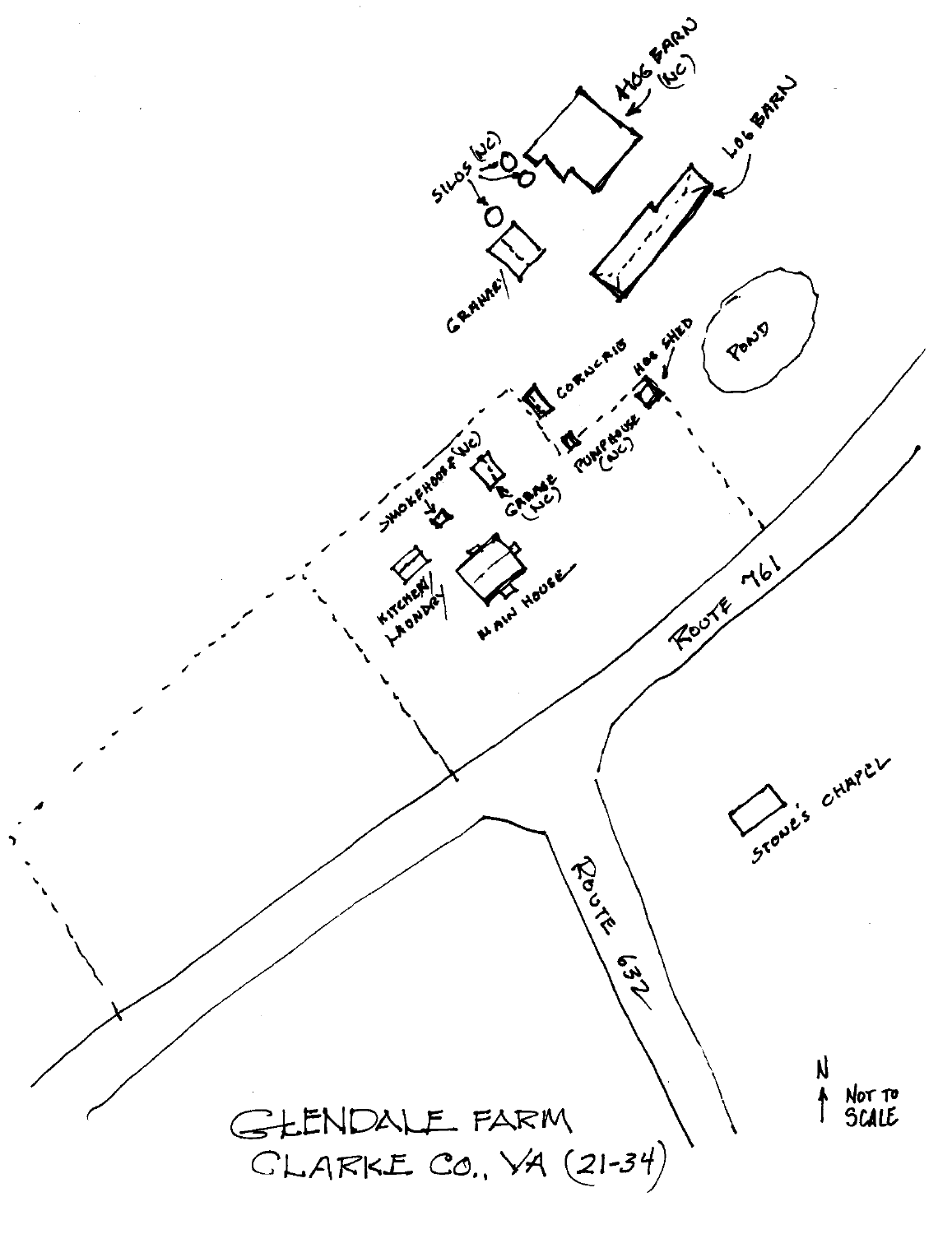HOG BARN (NC)

LOG BARN

SILOS (NC)

GRANARY

POND

CORNCRIB

HOG SHED

PUMPHOUSE (NC)

SMOKEHOUSE (NC)

GARAGE (NC)

KITCHEN/LAUNDRY

MAIN HOUSE

ROUTE 761

ROUTE 632

STONE'S CHAPEL

N

NOT TO SCALE

GLENDALE FARM
CLARKE CO., VA (21-34)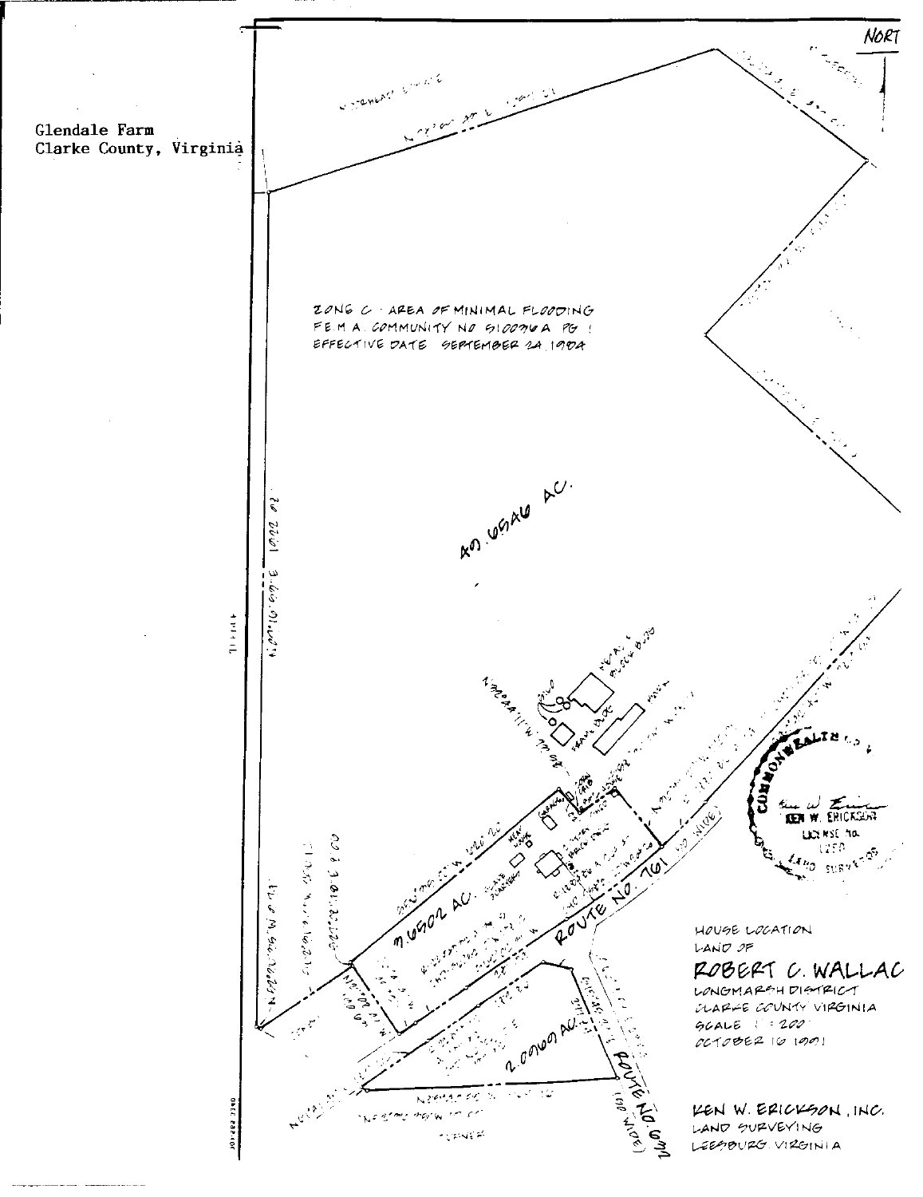Glendale Farm
Clarke County, Virginia

NORTH

ZONE C · AREA OF MINIMAL FLOODING
F.E.M.A. COMMUNITY NO 510036A PG 1
EFFECTIVE DATE SEPTEMBER 24 1984

40.6546 AC.

7.6502 AC.

2.0969 AC.

ROUTE NO. 761

ROUTE NO. 671

HOUSE LOCATION
LAND OF
ROBERT C. WALLAC
LONGMARSH DISTRICT
CLARKE COUNTY VIRGINIA
SCALE 1" = 200'
OCTOBER 16 1991

KEN W. ERICKSON, INC.
LAND SURVEYING
LEESBURG VIRGINIA

COMMONWEALTH OF VIRGINIA
KEN W. ERICKSON
LICENSE No. 1250
LAND SURVEYOR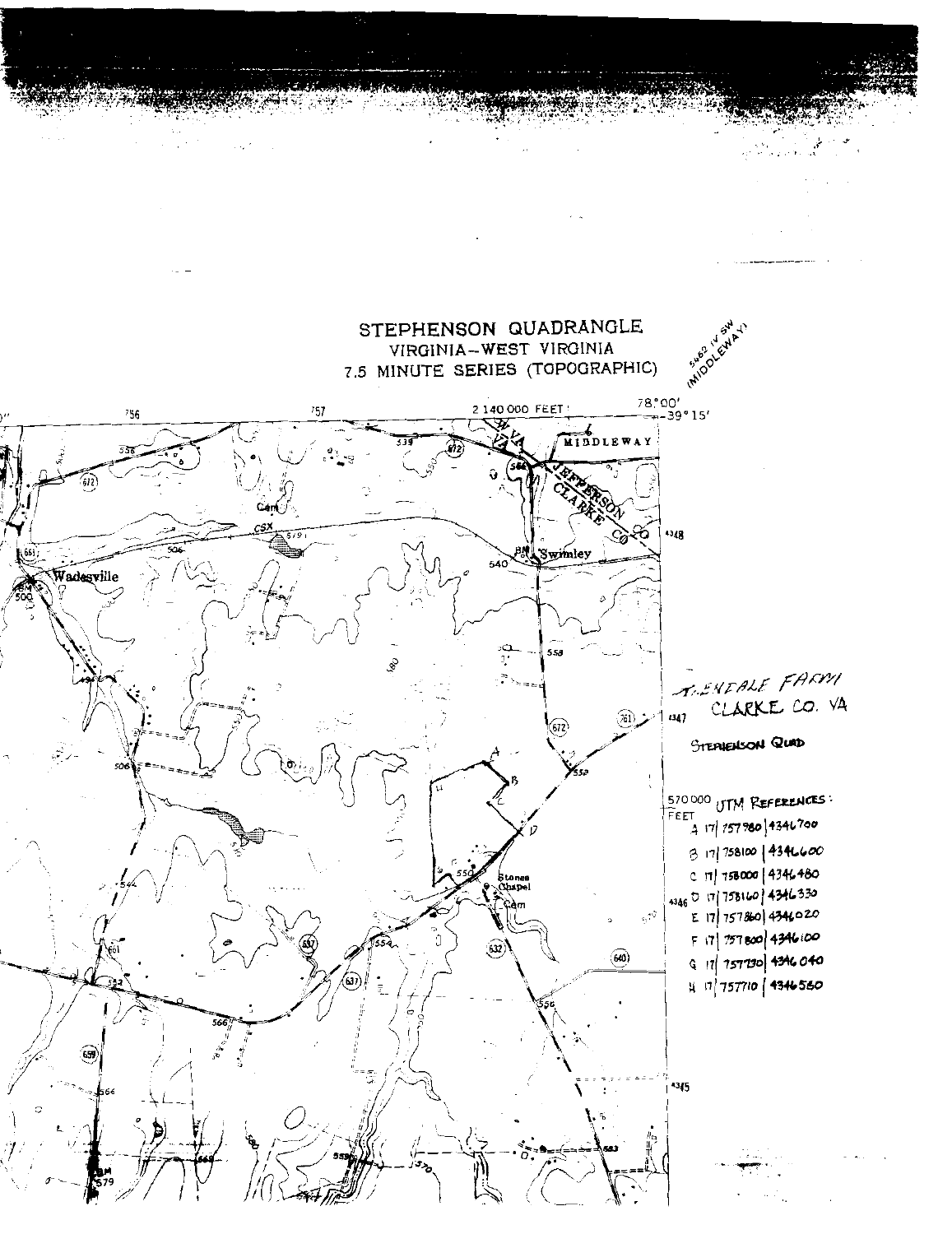STEPHENSON QUADRANGLE
VIRGINIA–WEST VIRGINIA
7.5 MINUTE SERIES (TOPOGRAPHIC)

5462 IV SW (MIDDLEWAY)

?.ENDALE FARM
CLARKE CO. VA

STEPHENSON QUAD

UTM REFERENCES:

| | | | |
|---|---|---|---|
| A | 17 | 757980 | 4346700 |
| B | 17 | 758100 | 4346600 |
| C | 17 | 758000 | 4346480 |
| D | 17 | 758160 | 4346330 |
| E | 17 | 757860 | 4346020 |
| F | 17 | 757800 | 4346100 |
| G | 17 | 757730 | 4346040 |
| H | 17 | 757710 | 4346580 |